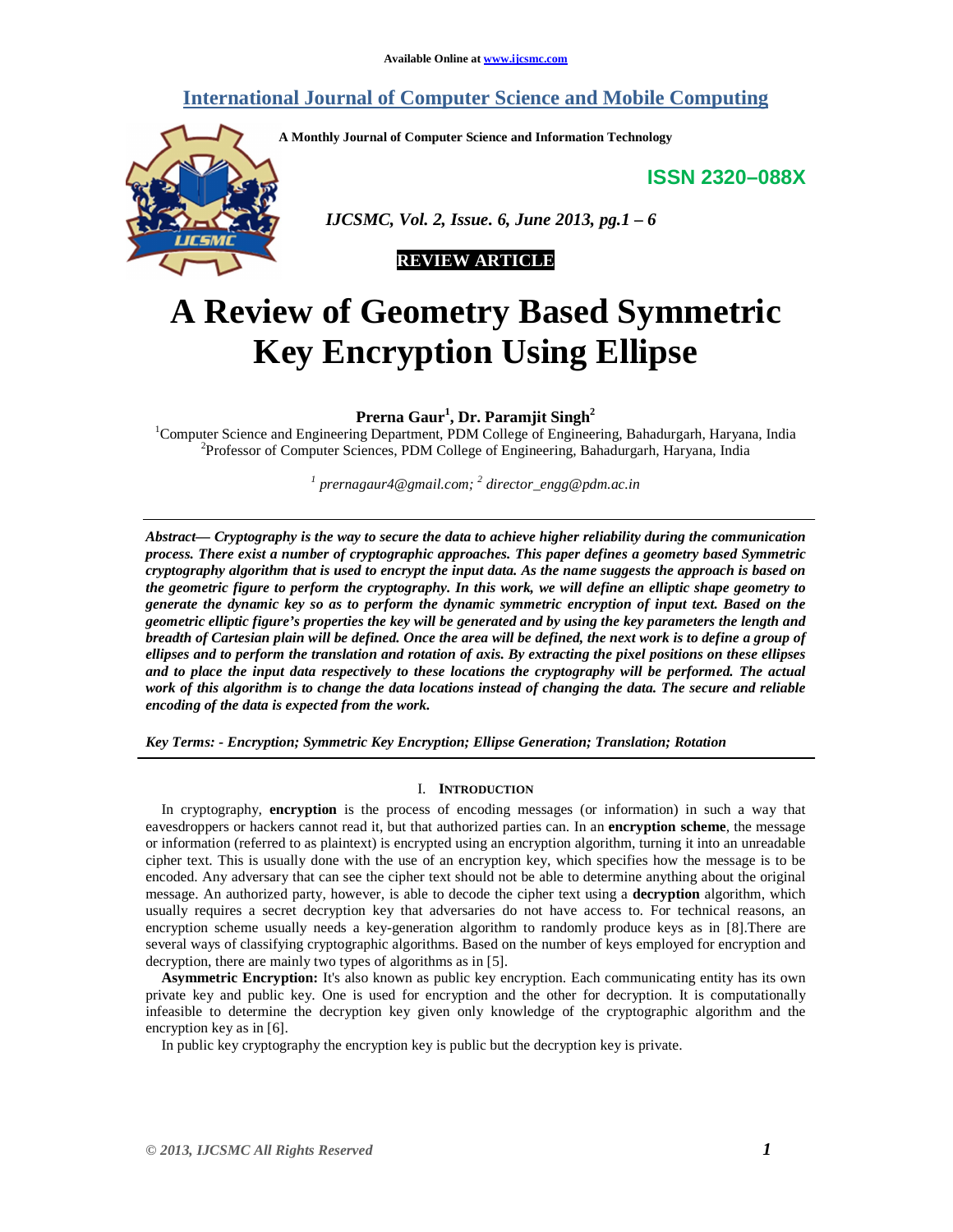Available Online at www.ijcsmc.com

# International Journal of Computer Science and Mobile Computing

A Monthly Journal of Computer Science and Information Technology

**ISSN 2320–088X**

*IJCSMC, Vol. 2, Issue. 6, June 2013, pg.1 – 6*

**REVIEW ARTICLE**

# A Review of Geometry Based Symmetric Key Encryption Using Ellipse

**Prerna Gaur[1], Dr. Paramjit Singh[2]**

[1]Computer Science and Engineering Department, PDM College of Engineering, Bahadurgarh, Haryana, India
[2]Professor of Computer Sciences, PDM College of Engineering, Bahadurgarh, Haryana, India

*[1] prernagaur4@gmail.com; [2] director_engg@pdm.ac.in*

***Abstract— Cryptography is the way to secure the data to achieve higher reliability during the communication process. There exist a number of cryptographic approaches. This paper defines a geometry based Symmetric cryptography algorithm that is used to encrypt the input data. As the name suggests the approach is based on the geometric figure to perform the cryptography. In this work, we will define an elliptic shape geometry to generate the dynamic key so as to perform the dynamic symmetric encryption of input text. Based on the geometric elliptic figure's properties the key will be generated and by using the key parameters the length and breadth of Cartesian plain will be defined. Once the area will be defined, the next work is to define a group of ellipses and to perform the translation and rotation of axis. By extracting the pixel positions on these ellipses and to place the input data respectively to these locations the cryptography will be performed. The actual work of this algorithm is to change the data locations instead of changing the data. The secure and reliable encoding of the data is expected from the work.***

***Key Terms: - Encryption; Symmetric Key Encryption; Ellipse Generation; Translation; Rotation***

## I. Introduction

In cryptography, **encryption** is the process of encoding messages (or information) in such a way that eavesdroppers or hackers cannot read it, but that authorized parties can. In an **encryption scheme**, the message or information (referred to as plaintext) is encrypted using an encryption algorithm, turning it into an unreadable cipher text. This is usually done with the use of an encryption key, which specifies how the message is to be encoded. Any adversary that can see the cipher text should not be able to determine anything about the original message. An authorized party, however, is able to decode the cipher text using a **decryption** algorithm, which usually requires a secret decryption key that adversaries do not have access to. For technical reasons, an encryption scheme usually needs a key-generation algorithm to randomly produce keys as in [8].There are several ways of classifying cryptographic algorithms. Based on the number of keys employed for encryption and decryption, there are mainly two types of algorithms as in [5].

**Asymmetric Encryption:** It's also known as public key encryption. Each communicating entity has its own private key and public key. One is used for encryption and the other for decryption. It is computationally infeasible to determine the decryption key given only knowledge of the cryptographic algorithm and the encryption key as in [6].

In public key cryptography the encryption key is public but the decryption key is private.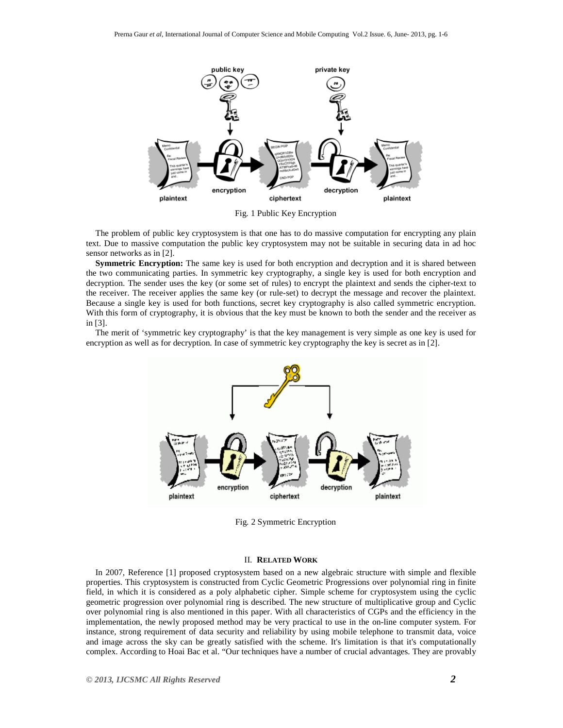Fig. 1 Public Key Encryption

The problem of public key cryptosystem is that one has to do massive computation for encrypting any plain text. Due to massive computation the public key cryptosystem may not be suitable in securing data in ad hoc sensor networks as in [2].

**Symmetric Encryption:** The same key is used for both encryption and decryption and it is shared between the two communicating parties. In symmetric key cryptography, a single key is used for both encryption and decryption. The sender uses the key (or some set of rules) to encrypt the plaintext and sends the cipher-text to the receiver. The receiver applies the same key (or rule-set) to decrypt the message and recover the plaintext. Because a single key is used for both functions, secret key cryptography is also called symmetric encryption. With this form of cryptography, it is obvious that the key must be known to both the sender and the receiver as in [3].

The merit of 'symmetric key cryptography' is that the key management is very simple as one key is used for encryption as well as for decryption. In case of symmetric key cryptography the key is secret as in [2].

Fig. 2 Symmetric Encryption

## II. RELATED WORK

In 2007, Reference [1] proposed cryptosystem based on a new algebraic structure with simple and flexible properties. This cryptosystem is constructed from Cyclic Geometric Progressions over polynomial ring in finite field, in which it is considered as a poly alphabetic cipher. Simple scheme for cryptosystem using the cyclic geometric progression over polynomial ring is described. The new structure of multiplicative group and Cyclic over polynomial ring is also mentioned in this paper. With all characteristics of CGPs and the efficiency in the implementation, the newly proposed method may be very practical to use in the on-line computer system. For instance, strong requirement of data security and reliability by using mobile telephone to transmit data, voice and image across the sky can be greatly satisfied with the scheme. It's limitation is that it's computationally complex. According to Hoai Bac et al. "Our techniques have a number of crucial advantages. They are provably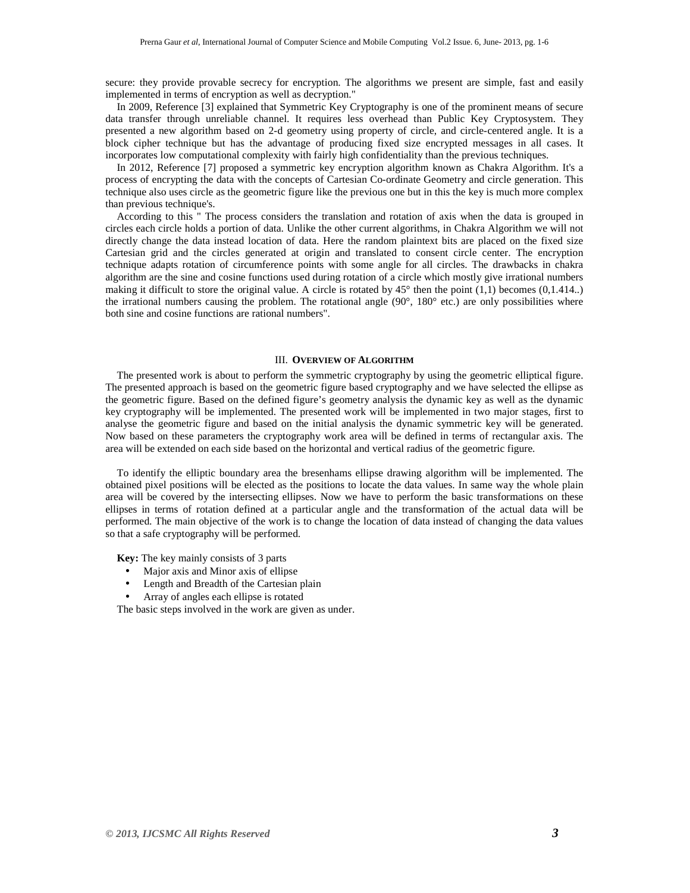secure: they provide provable secrecy for encryption. The algorithms we present are simple, fast and easily implemented in terms of encryption as well as decryption."

In 2009, Reference [3] explained that Symmetric Key Cryptography is one of the prominent means of secure data transfer through unreliable channel. It requires less overhead than Public Key Cryptosystem. They presented a new algorithm based on 2-d geometry using property of circle, and circle-centered angle. It is a block cipher technique but has the advantage of producing fixed size encrypted messages in all cases. It incorporates low computational complexity with fairly high confidentiality than the previous techniques.

In 2012, Reference [7] proposed a symmetric key encryption algorithm known as Chakra Algorithm. It's a process of encrypting the data with the concepts of Cartesian Co-ordinate Geometry and circle generation. This technique also uses circle as the geometric figure like the previous one but in this the key is much more complex than previous technique's.

According to this " The process considers the translation and rotation of axis when the data is grouped in circles each circle holds a portion of data. Unlike the other current algorithms, in Chakra Algorithm we will not directly change the data instead location of data. Here the random plaintext bits are placed on the fixed size Cartesian grid and the circles generated at origin and translated to consent circle center. The encryption technique adapts rotation of circumference points with some angle for all circles. The drawbacks in chakra algorithm are the sine and cosine functions used during rotation of a circle which mostly give irrational numbers making it difficult to store the original value. A circle is rotated by 45° then the point (1,1) becomes (0,1.414..) the irrational numbers causing the problem. The rotational angle (90°, 180° etc.) are only possibilities where both sine and cosine functions are rational numbers".

## III. Overview of Algorithm

The presented work is about to perform the symmetric cryptography by using the geometric elliptical figure. The presented approach is based on the geometric figure based cryptography and we have selected the ellipse as the geometric figure. Based on the defined figure's geometry analysis the dynamic key as well as the dynamic key cryptography will be implemented. The presented work will be implemented in two major stages, first to analyse the geometric figure and based on the initial analysis the dynamic symmetric key will be generated. Now based on these parameters the cryptography work area will be defined in terms of rectangular axis. The area will be extended on each side based on the horizontal and vertical radius of the geometric figure.

To identify the elliptic boundary area the bresenhams ellipse drawing algorithm will be implemented. The obtained pixel positions will be elected as the positions to locate the data values. In same way the whole plain area will be covered by the intersecting ellipses. Now we have to perform the basic transformations on these ellipses in terms of rotation defined at a particular angle and the transformation of the actual data will be performed. The main objective of the work is to change the location of data instead of changing the data values so that a safe cryptography will be performed.

**Key:** The key mainly consists of 3 parts

- Major axis and Minor axis of ellipse
- Length and Breadth of the Cartesian plain
- Array of angles each ellipse is rotated

The basic steps involved in the work are given as under.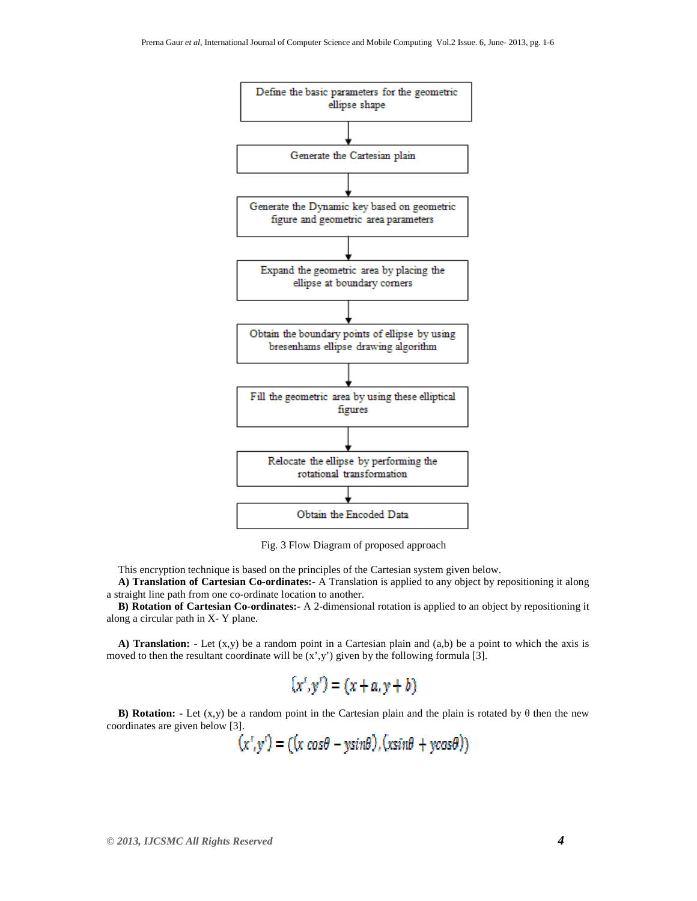Define the basic parameters for the geometric ellipse shape

Generate the Cartesian plain

Generate the Dynamic key based on geometric figure and geometric area parameters

Expand the geometric area by placing the ellipse at boundary corners

Obtain the boundary points of ellipse by using bresenhams ellipse drawing algorithm

Fill the geometric area by using these elliptical figures

Relocate the ellipse by performing the rotational transformation

Obtain the Encoded Data

Fig. 3 Flow Diagram of proposed approach

This encryption technique is based on the principles of the Cartesian system given below.

**A) Translation of Cartesian Co-ordinates:-** A Translation is applied to any object by repositioning it along a straight line path from one co-ordinate location to another.

**B) Rotation of Cartesian Co-ordinates:-** A 2-dimensional rotation is applied to an object by repositioning it along a circular path in X- Y plane.

**A) Translation: -** Let (x,y) be a random point in a Cartesian plain and (a,b) be a point to which the axis is moved to then the resultant coordinate will be (x',y') given by the following formula [3].

$$(x',y') = (x + a, y + b)$$

**B) Rotation: -** Let (x,y) be a random point in the Cartesian plain and the plain is rotated by θ then the new coordinates are given below [3].

$$(x',y') = ((x\cos\theta - y\sin\theta),(x\sin\theta + y\cos\theta))$$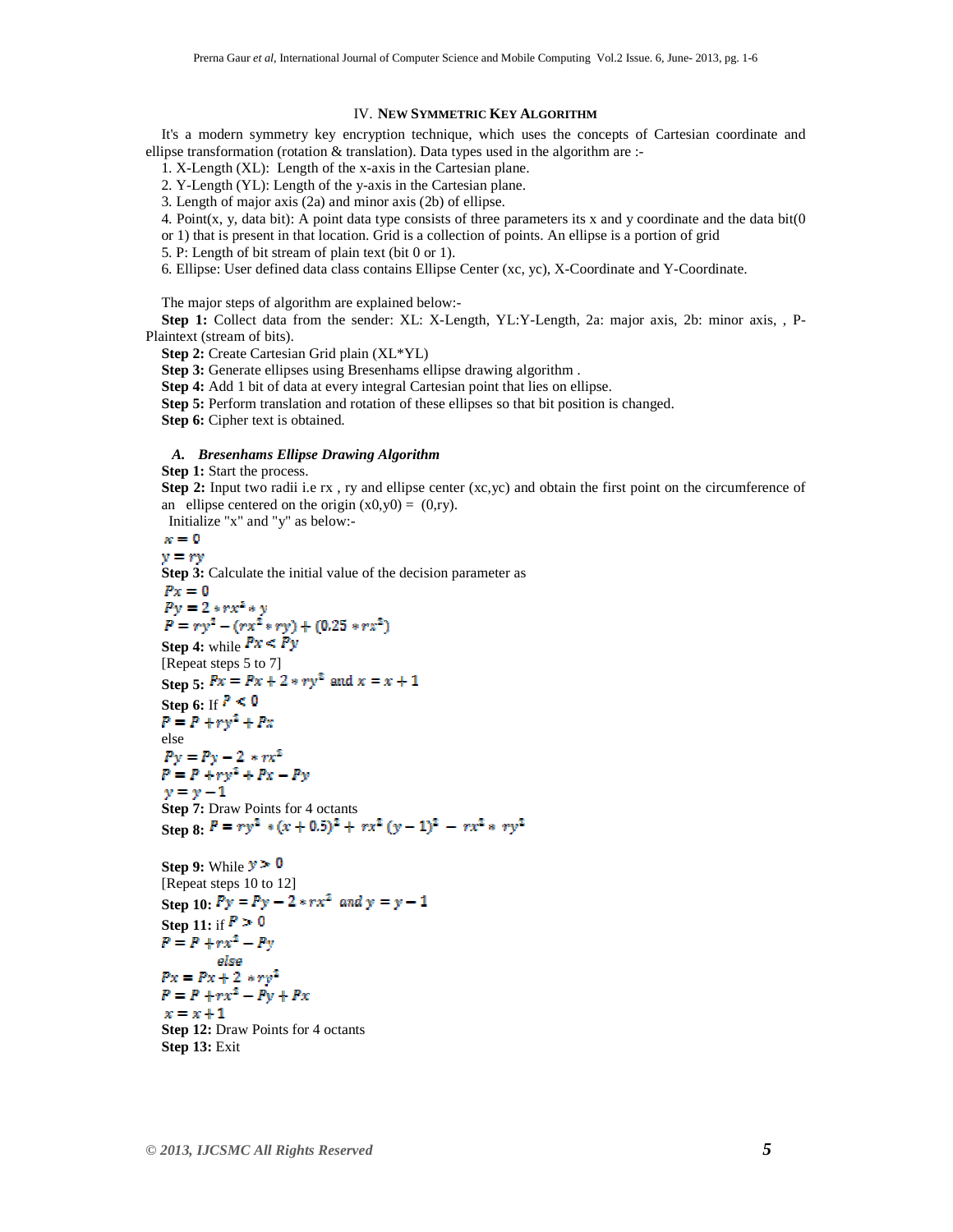## IV. NEW SYMMETRIC KEY ALGORITHM

It's a modern symmetry key encryption technique, which uses the concepts of Cartesian coordinate and ellipse transformation (rotation & translation). Data types used in the algorithm are :-

1. X-Length (XL): Length of the x-axis in the Cartesian plane.
2. Y-Length (YL): Length of the y-axis in the Cartesian plane.
3. Length of major axis (2a) and minor axis (2b) of ellipse.
4. Point(x, y, data bit): A point data type consists of three parameters its x and y coordinate and the data bit(0 or 1) that is present in that location. Grid is a collection of points. An ellipse is a portion of grid
5. P: Length of bit stream of plain text (bit 0 or 1).
6. Ellipse: User defined data class contains Ellipse Center (xc, yc), X-Coordinate and Y-Coordinate.

The major steps of algorithm are explained below:-

**Step 1:** Collect data from the sender: XL: X-Length, YL:Y-Length, 2a: major axis, 2b: minor axis, , P-Plaintext (stream of bits).

**Step 2:** Create Cartesian Grid plain (XL*YL)

**Step 3:** Generate ellipses using Bresenhams ellipse drawing algorithm .

**Step 4:** Add 1 bit of data at every integral Cartesian point that lies on ellipse.

**Step 5:** Perform translation and rotation of these ellipses so that bit position is changed.

**Step 6:** Cipher text is obtained.

### *A. Bresenhams Ellipse Drawing Algorithm*

**Step 1:** Start the process.

**Step 2:** Input two radii i.e rx , ry and ellipse center (xc,yc) and obtain the first point on the circumference of an ellipse centered on the origin (x0,y0) = (0,ry).

Initialize "x" and "y" as below:-

$x = 0$

$y = ry$

**Step 3:** Calculate the initial value of the decision parameter as

$Px = 0$

$Py = 2 * rx^2 * y$

$P = ry^2 - (rx^2 * ry) + (0.25 * rx^2)$

**Step 4:** while $Px < Py$

[Repeat steps 5 to 7]

**Step 5:** $Px = Px + 2 * ry^2$ and $x = x + 1$

**Step 6:** If $P < 0$

$P = P + ry^2 + Px$

else

$Py = Py - 2 * rx^2$

$P = P + ry^2 + Px - Py$

$y = y - 1$

**Step 7:** Draw Points for 4 octants

**Step 8:** $P = ry^2 * (x + 0.5)^2 + rx^2 (y - 1)^2 - rx^2 * ry^2$

**Step 9:** While $y > 0$

[Repeat steps 10 to 12]

**Step 10:** $Py = Py - 2 * rx^2$ and $y = y - 1$

**Step 11:** if $P > 0$

$P = P + rx^2 - Py$

*else*

$Px = Px + 2 * ry^2$

$P = P + rx^2 - Py + Px$

$x = x + 1$

**Step 12:** Draw Points for 4 octants

**Step 13:** Exit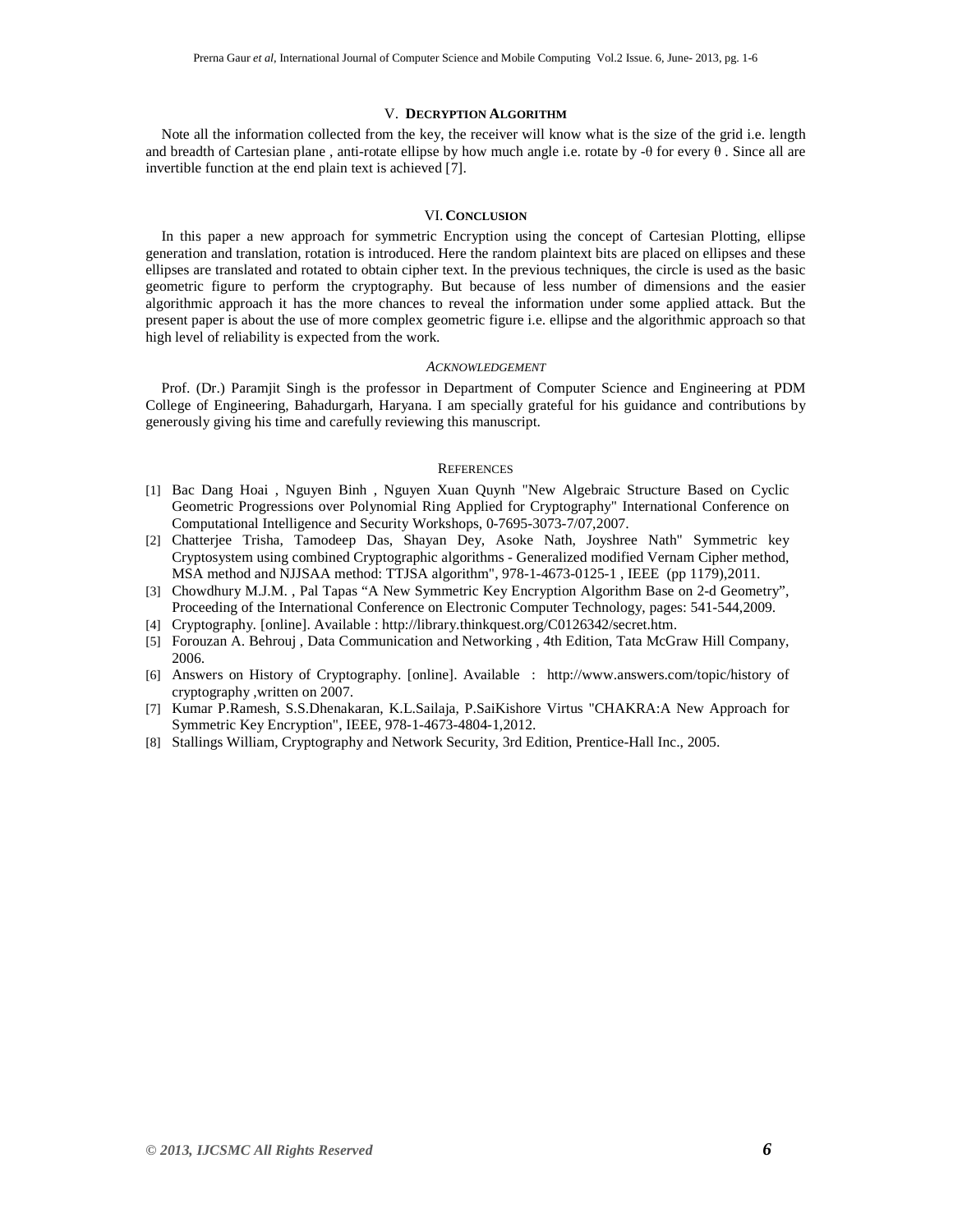## V. Decryption Algorithm

Note all the information collected from the key, the receiver will know what is the size of the grid i.e. length and breadth of Cartesian plane , anti-rotate ellipse by how much angle i.e. rotate by $-\theta$ for every $\theta$ . Since all are invertible function at the end plain text is achieved [7].

## VI. Conclusion

In this paper a new approach for symmetric Encryption using the concept of Cartesian Plotting, ellipse generation and translation, rotation is introduced. Here the random plaintext bits are placed on ellipses and these ellipses are translated and rotated to obtain cipher text. In the previous techniques, the circle is used as the basic geometric figure to perform the cryptography. But because of less number of dimensions and the easier algorithmic approach it has the more chances to reveal the information under some applied attack. But the present paper is about the use of more complex geometric figure i.e. ellipse and the algorithmic approach so that high level of reliability is expected from the work.

## *Acknowledgement*

Prof. (Dr.) Paramjit Singh is the professor in Department of Computer Science and Engineering at PDM College of Engineering, Bahadurgarh, Haryana. I am specially grateful for his guidance and contributions by generously giving his time and carefully reviewing this manuscript.

## References

[1] Bac Dang Hoai , Nguyen Binh , Nguyen Xuan Quynh "New Algebraic Structure Based on Cyclic Geometric Progressions over Polynomial Ring Applied for Cryptography" International Conference on Computational Intelligence and Security Workshops, 0-7695-3073-7/07,2007.

[2] Chatterjee Trisha, Tamodeep Das, Shayan Dey, Asoke Nath, Joyshree Nath" Symmetric key Cryptosystem using combined Cryptographic algorithms - Generalized modified Vernam Cipher method, MSA method and NJJSAA method: TTJSA algorithm", 978-1-4673-0125-1 , IEEE (pp 1179),2011.

[3] Chowdhury M.J.M. , Pal Tapas "A New Symmetric Key Encryption Algorithm Base on 2-d Geometry", Proceeding of the International Conference on Electronic Computer Technology, pages: 541-544,2009.

[4] Cryptography. [online]. Available : http://library.thinkquest.org/C0126342/secret.htm.

[5] Forouzan A. Behrouj , Data Communication and Networking , 4th Edition, Tata McGraw Hill Company, 2006.

[6] Answers on History of Cryptography. [online]. Available : http://www.answers.com/topic/history of cryptography ,written on 2007.

[7] Kumar P.Ramesh, S.S.Dhenakaran, K.L.Sailaja, P.SaiKishore Virtus "CHAKRA:A New Approach for Symmetric Key Encryption", IEEE, 978-1-4673-4804-1,2012.

[8] Stallings William, Cryptography and Network Security, 3rd Edition, Prentice-Hall Inc., 2005.